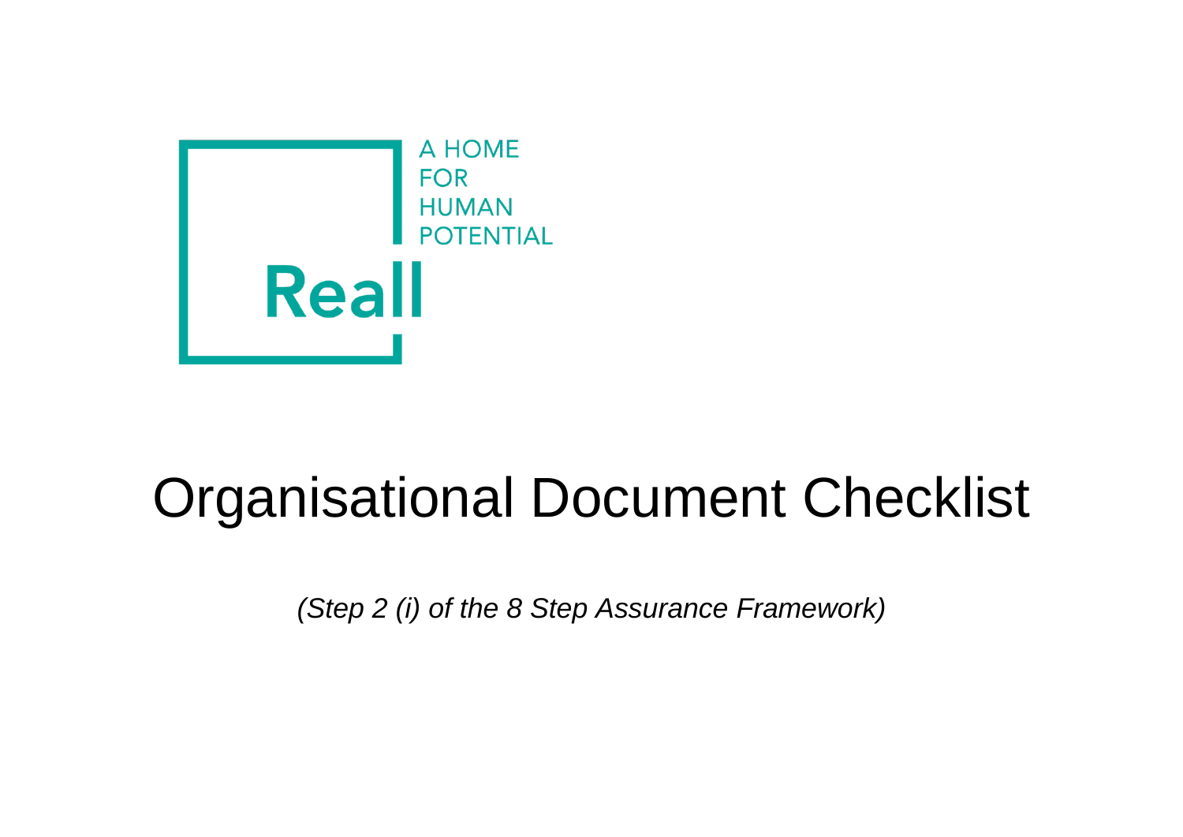A HOME
FOR
HUMAN
POTENTIAL

Reall

# Organisational Document Checklist

*(Step 2 (i) of the 8 Step Assurance Framework)*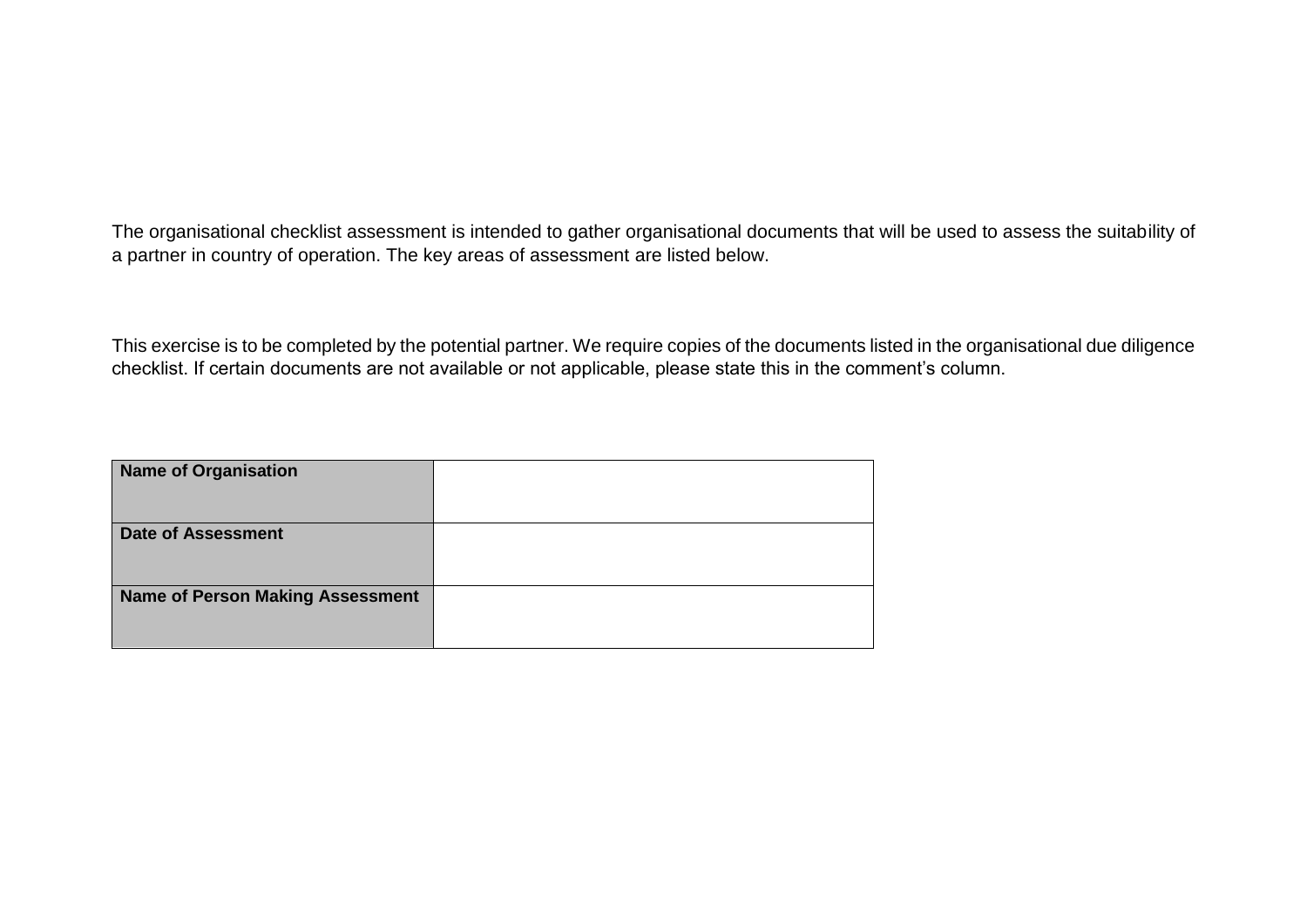The organisational checklist assessment is intended to gather organisational documents that will be used to assess the suitability of a partner in country of operation. The key areas of assessment are listed below.

This exercise is to be completed by the potential partner. We require copies of the documents listed in the organisational due diligence checklist. If certain documents are not available or not applicable, please state this in the comment's column.

| **Name of Organisation** | |
|---|---|
| **Date of Assessment** | |
| **Name of Person Making Assessment** | |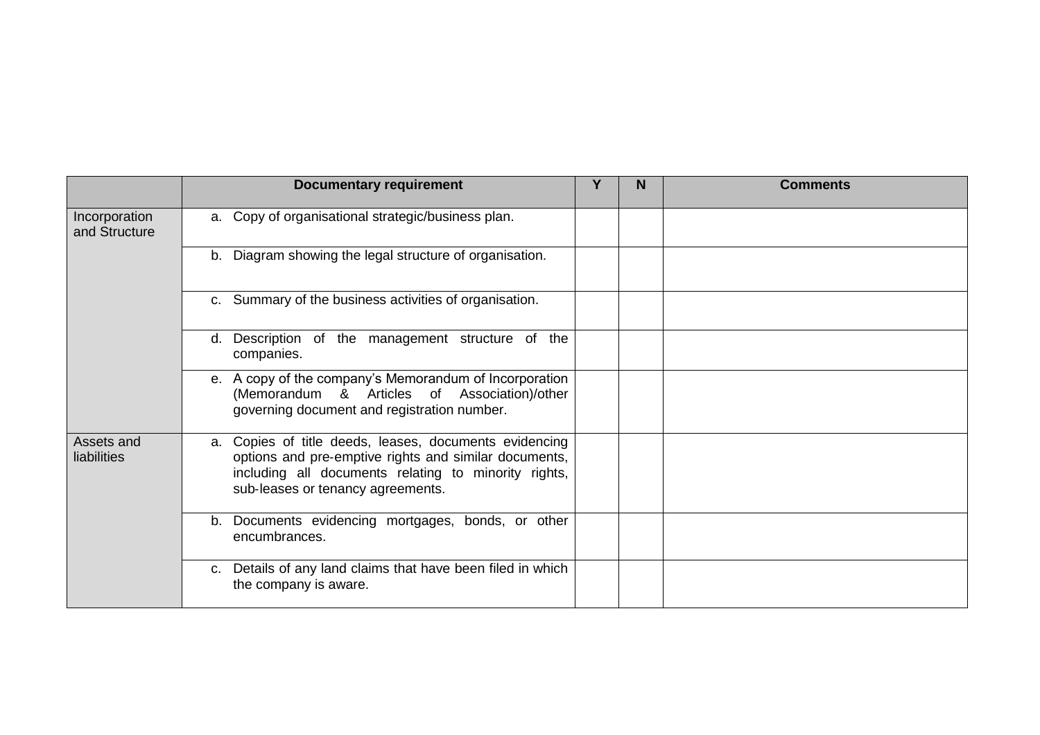| | Documentary requirement | Y | N | Comments |
|---|---|---|---|---|
| Incorporation and Structure | a. Copy of organisational strategic/business plan. | | | |
| | b. Diagram showing the legal structure of organisation. | | | |
| | c. Summary of the business activities of organisation. | | | |
| | d. Description of the management structure of the companies. | | | |
| | e. A copy of the company's Memorandum of Incorporation (Memorandum & Articles of Association)/other governing document and registration number. | | | |
| Assets and liabilities | a. Copies of title deeds, leases, documents evidencing options and pre-emptive rights and similar documents, including all documents relating to minority rights, sub-leases or tenancy agreements. | | | |
| | b. Documents evidencing mortgages, bonds, or other encumbrances. | | | |
| | c. Details of any land claims that have been filed in which the company is aware. | | | |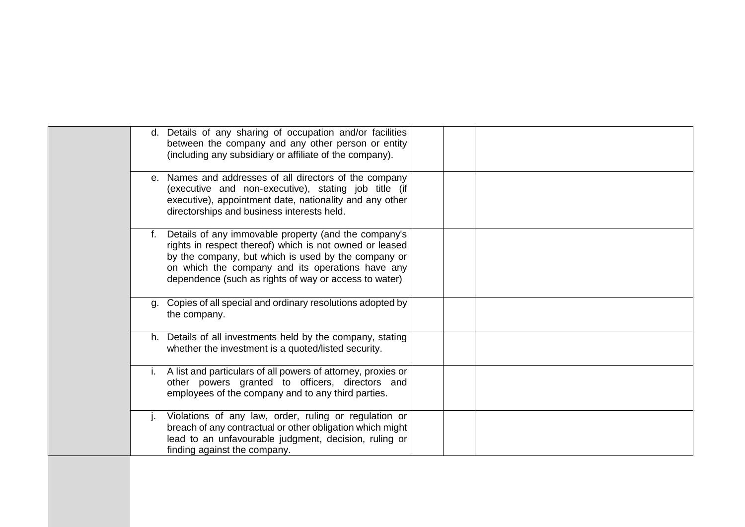| | | | | |
|---|---|---|---|---|
| | d. Details of any sharing of occupation and/or facilities between the company and any other person or entity (including any subsidiary or affiliate of the company). | | | |
| | e. Names and addresses of all directors of the company (executive and non-executive), stating job title (if executive), appointment date, nationality and any other directorships and business interests held. | | | |
| | f. Details of any immovable property (and the company's rights in respect thereof) which is not owned or leased by the company, but which is used by the company or on which the company and its operations have any dependence (such as rights of way or access to water) | | | |
| | g. Copies of all special and ordinary resolutions adopted by the company. | | | |
| | h. Details of all investments held by the company, stating whether the investment is a quoted/listed security. | | | |
| | i. A list and particulars of all powers of attorney, proxies or other powers granted to officers, directors and employees of the company and to any third parties. | | | |
| | j. Violations of any law, order, ruling or regulation or breach of any contractual or other obligation which might lead to an unfavourable judgment, decision, ruling or finding against the company. | | | |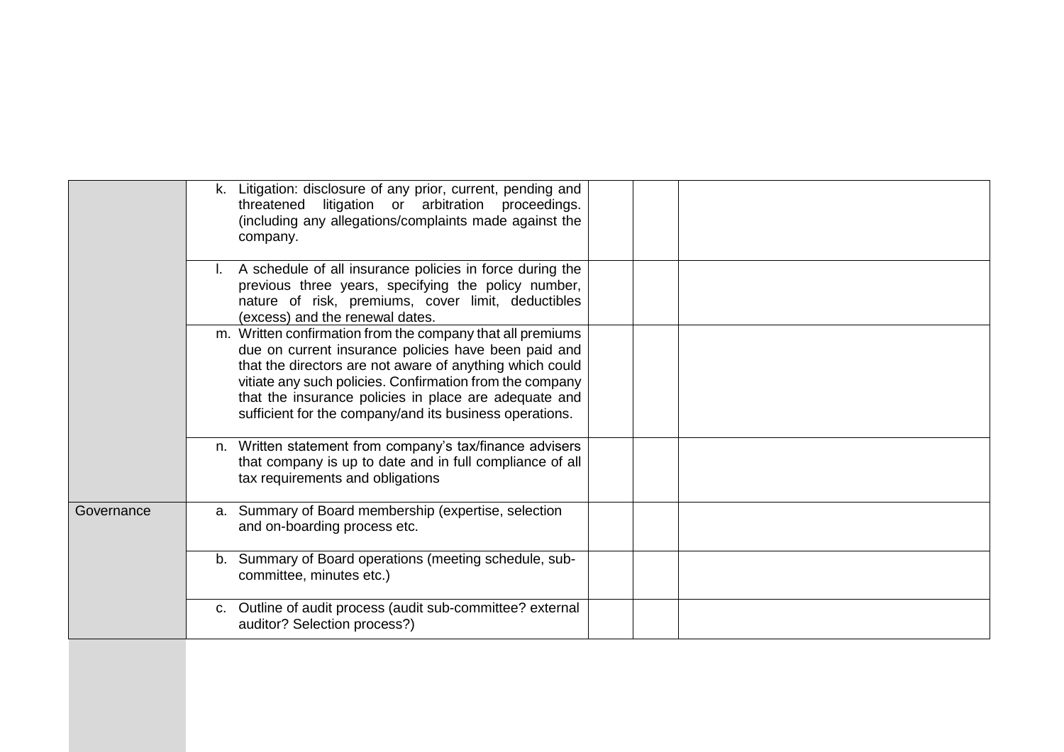| | | | | |
|---|---|---|---|---|
| | k. Litigation: disclosure of any prior, current, pending and threatened litigation or arbitration proceedings. (including any allegations/complaints made against the company. | | | |
| | l. A schedule of all insurance policies in force during the previous three years, specifying the policy number, nature of risk, premiums, cover limit, deductibles (excess) and the renewal dates. | | | |
| | m. Written confirmation from the company that all premiums due on current insurance policies have been paid and that the directors are not aware of anything which could vitiate any such policies. Confirmation from the company that the insurance policies in place are adequate and sufficient for the company/and its business operations. | | | |
| | n. Written statement from company's tax/finance advisers that company is up to date and in full compliance of all tax requirements and obligations | | | |
| Governance | a. Summary of Board membership (expertise, selection and on-boarding process etc. | | | |
| | b. Summary of Board operations (meeting schedule, sub-committee, minutes etc.) | | | |
| | c. Outline of audit process (audit sub-committee? external auditor? Selection process?) | | | |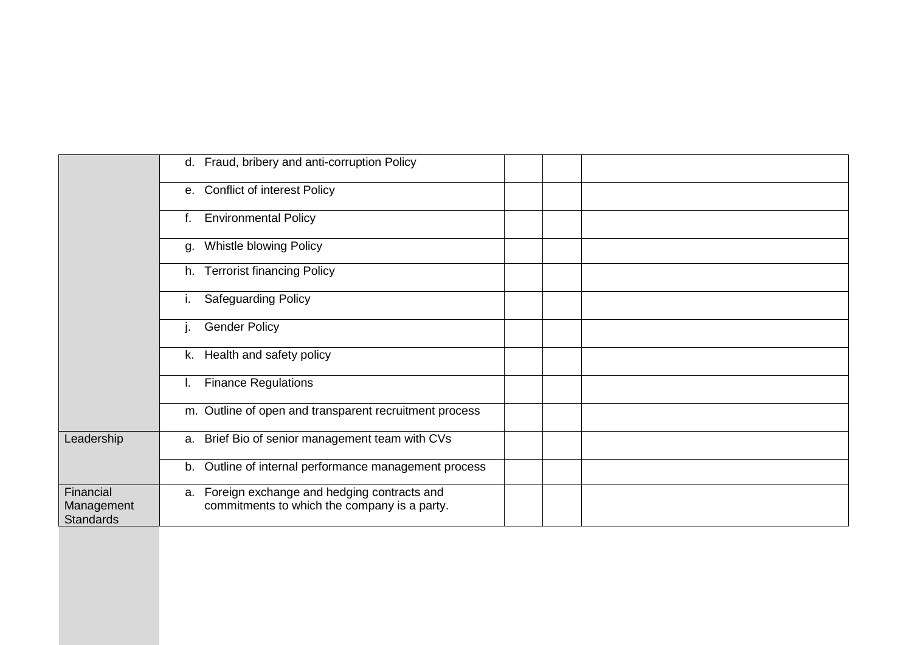| | | | | |
|---|---|---|---|---|
| | d. Fraud, bribery and anti-corruption Policy | | | |
| | e. Conflict of interest Policy | | | |
| | f. Environmental Policy | | | |
| | g. Whistle blowing Policy | | | |
| | h. Terrorist financing Policy | | | |
| | i. Safeguarding Policy | | | |
| | j. Gender Policy | | | |
| | k. Health and safety policy | | | |
| | l. Finance Regulations | | | |
| | m. Outline of open and transparent recruitment process | | | |
| Leadership | a. Brief Bio of senior management team with CVs | | | |
| | b. Outline of internal performance management process | | | |
| Financial Management Standards | a. Foreign exchange and hedging contracts and commitments to which the company is a party. | | | |